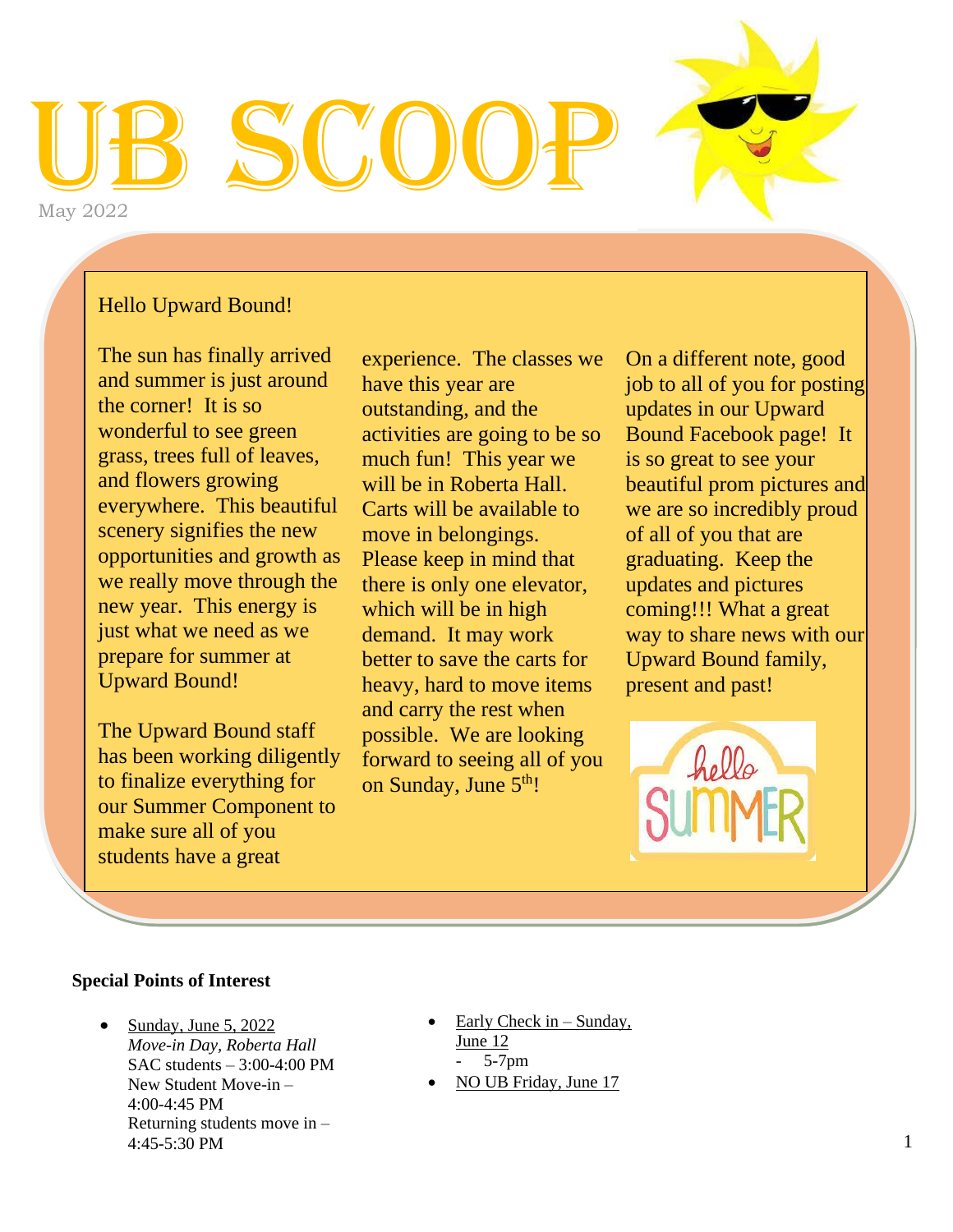# UB SCOOP

May 2022

Hello Upward Bound!

The sun has finally arrived and summer is just around the corner! It is so wonderful to see green grass, trees full of leaves, and flowers growing everywhere. This beautiful scenery signifies the new opportunities and growth as we really move through the new year. This energy is just what we need as we prepare for summer at Upward Bound!

The Upward Bound staff has been working diligently to finalize everything for our Summer Component to make sure all of you students have a great experience. The classes we have this year are outstanding, and the activities are going to be so much fun! This year we will be in Roberta Hall. Carts will be available to move in belongings. Please keep in mind that there is only one elevator, which will be in high demand. It may work better to save the carts for heavy, hard to move items and carry the rest when possible. We are looking forward to seeing all of you on Sunday, June 5th!

On a different note, good job to all of you for posting updates in our Upward Bound Facebook page! It is so great to see your beautiful prom pictures and we are so incredibly proud of all of you that are graduating. Keep the updates and pictures coming!!! What a great way to share news with our Upward Bound family, present and past!

**Special Points of Interest**

- Sunday, June 5, 2022
  *Move-in Day, Roberta Hall*
  SAC students – 3:00-4:00 PM
  New Student Move-in – 4:00-4:45 PM
  Returning students move in – 4:45-5:30 PM
- Early Check in – Sunday, June 12
  - 5-7pm
- NO UB Friday, June 17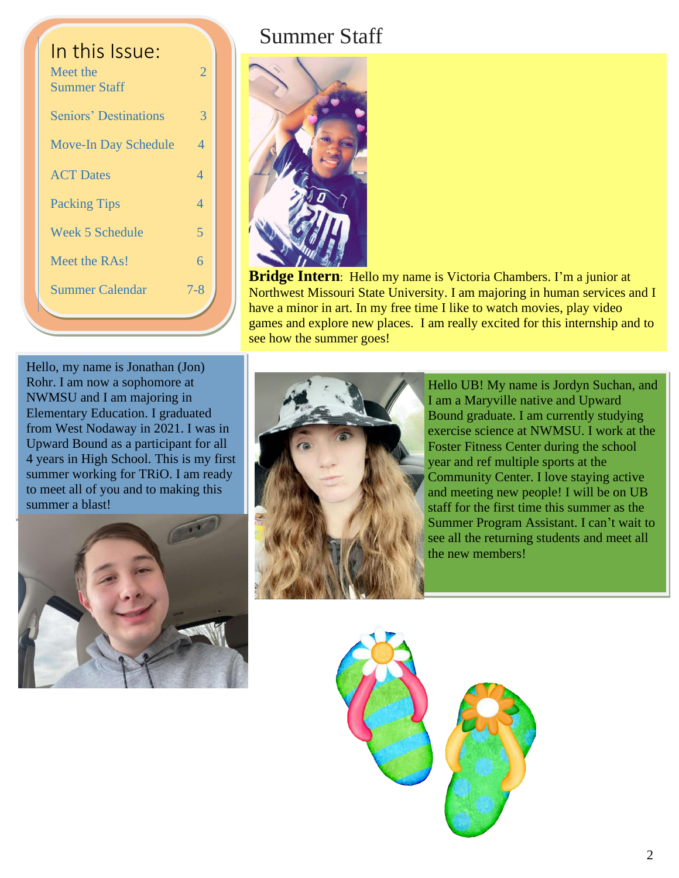## In this Issue:

| | |
|---|---|
| Meet the Summer Staff | 2 |
| Seniors' Destinations | 3 |
| Move-In Day Schedule | 4 |
| ACT Dates | 4 |
| Packing Tips | 4 |
| Week 5 Schedule | 5 |
| Meet the RAs! | 6 |
| Summer Calendar | 7-8 |

# Summer Staff

**Bridge Intern**: Hello my name is Victoria Chambers. I'm a junior at Northwest Missouri State University. I am majoring in human services and I have a minor in art. In my free time I like to watch movies, play video games and explore new places. I am really excited for this internship and to see how the summer goes!

Hello, my name is Jonathan (Jon) Rohr. I am now a sophomore at NWMSU and I am majoring in Elementary Education. I graduated from West Nodaway in 2021. I was in Upward Bound as a participant for all 4 years in High School. This is my first summer working for TRiO. I am ready to meet all of you and to making this summer a blast!

Hello UB! My name is Jordyn Suchan, and I am a Maryville native and Upward Bound graduate. I am currently studying exercise science at NWMSU. I work at the Foster Fitness Center during the school year and ref multiple sports at the Community Center. I love staying active and meeting new people! I will be on UB staff for the first time this summer as the Summer Program Assistant. I can't wait to see all the returning students and meet all the new members!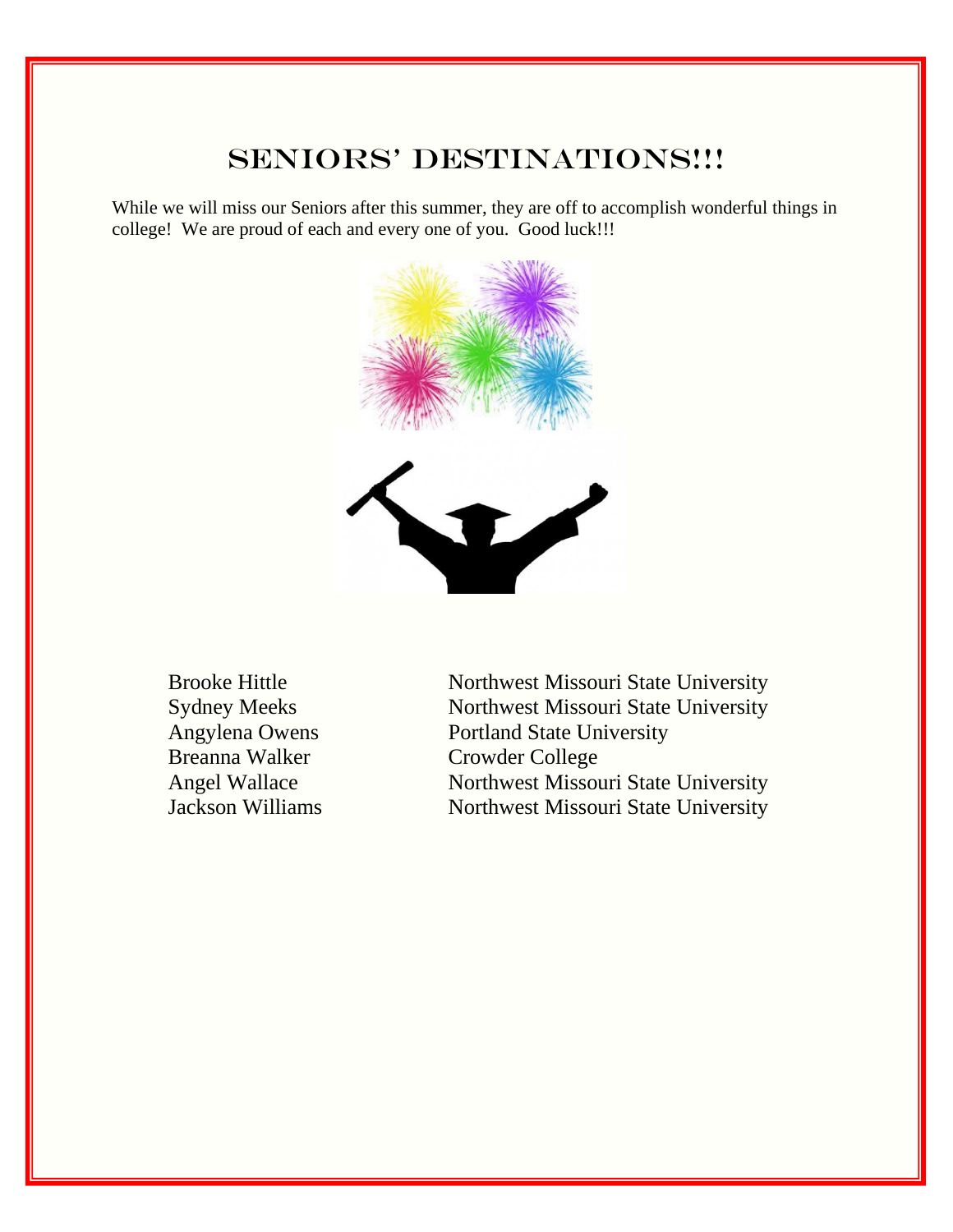# Seniors' Destinations!!!

While we will miss our Seniors after this summer, they are off to accomplish wonderful things in college! We are proud of each and every one of you. Good luck!!!

| | |
|---|---|
| Brooke Hittle | Northwest Missouri State University |
| Sydney Meeks | Northwest Missouri State University |
| Angylena Owens | Portland State University |
| Breanna Walker | Crowder College |
| Angel Wallace | Northwest Missouri State University |
| Jackson Williams | Northwest Missouri State University |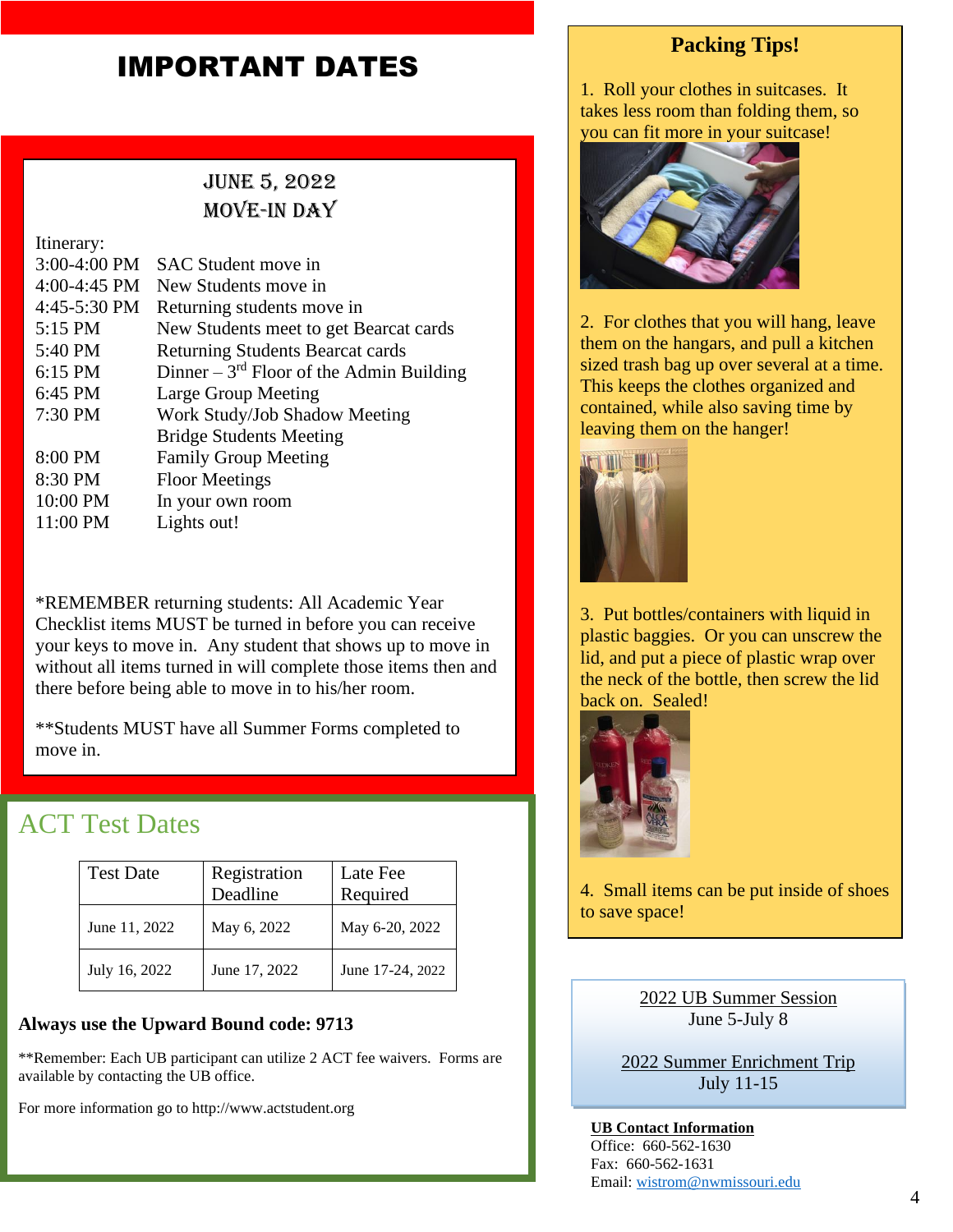# IMPORTANT DATES

## JUNE 5, 2022
## MOVE-IN DAY

Itinerary:

| | |
|---|---|
| 3:00-4:00 PM | SAC Student move in |
| 4:00-4:45 PM | New Students move in |
| 4:45-5:30 PM | Returning students move in |
| 5:15 PM | New Students meet to get Bearcat cards |
| 5:40 PM | Returning Students Bearcat cards |
| 6:15 PM | Dinner – 3rd Floor of the Admin Building |
| 6:45 PM | Large Group Meeting |
| 7:30 PM | Work Study/Job Shadow Meeting<br>Bridge Students Meeting |
| 8:00 PM | Family Group Meeting |
| 8:30 PM | Floor Meetings |
| 10:00 PM | In your own room |
| 11:00 PM | Lights out! |

*REMEMBER returning students: All Academic Year Checklist items MUST be turned in before you can receive your keys to move in. Any student that shows up to move in without all items turned in will complete those items then and there before being able to move in to his/her room.

**Students MUST have all Summer Forms completed to move in.

## ACT Test Dates

| Test Date | Registration Deadline | Late Fee Required |
|---|---|---|
| June 11, 2022 | May 6, 2022 | May 6-20, 2022 |
| July 16, 2022 | June 17, 2022 | June 17-24, 2022 |

**Always use the Upward Bound code: 9713**

**Remember: Each UB participant can utilize 2 ACT fee waivers. Forms are available by contacting the UB office.

For more information go to http://www.actstudent.org

## Packing Tips!

1. Roll your clothes in suitcases. It takes less room than folding them, so you can fit more in your suitcase!

2. For clothes that you will hang, leave them on the hangars, and pull a kitchen sized trash bag up over several at a time. This keeps the clothes organized and contained, while also saving time by leaving them on the hanger!

3. Put bottles/containers with liquid in plastic baggies. Or you can unscrew the lid, and put a piece of plastic wrap over the neck of the bottle, then screw the lid back on. Sealed!

4. Small items can be put inside of shoes to save space!

2022 UB Summer Session
June 5-July 8

2022 Summer Enrichment Trip
July 11-15

**UB Contact Information**
Office: 660-562-1630
Fax: 660-562-1631
Email: wistrom@nwmissouri.edu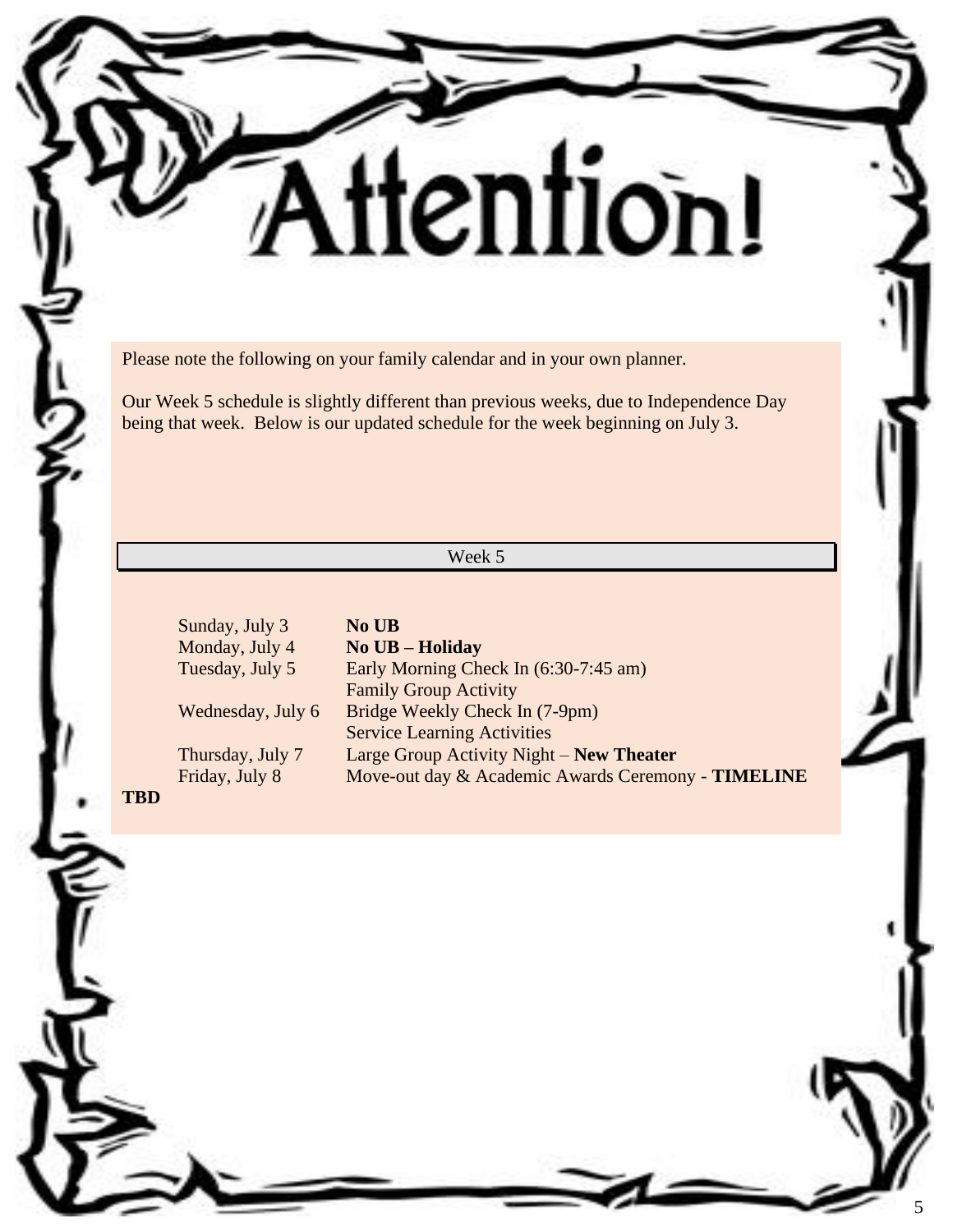# Attention!

Please note the following on your family calendar and in your own planner.

Our Week 5 schedule is slightly different than previous weeks, due to Independence Day being that week. Below is our updated schedule for the week beginning on July 3.

## Week 5

| Day | Schedule |
| --- | --- |
| Sunday, July 3 | **No UB** |
| Monday, July 4 | **No UB – Holiday** |
| Tuesday, July 5 | Early Morning Check In (6:30-7:45 am)<br>Family Group Activity |
| Wednesday, July 6 | Bridge Weekly Check In (7-9pm)<br>Service Learning Activities |
| Thursday, July 7 | Large Group Activity Night – **New Theater** |
| Friday, July 8 | Move-out day & Academic Awards Ceremony - **TIMELINE TBD** |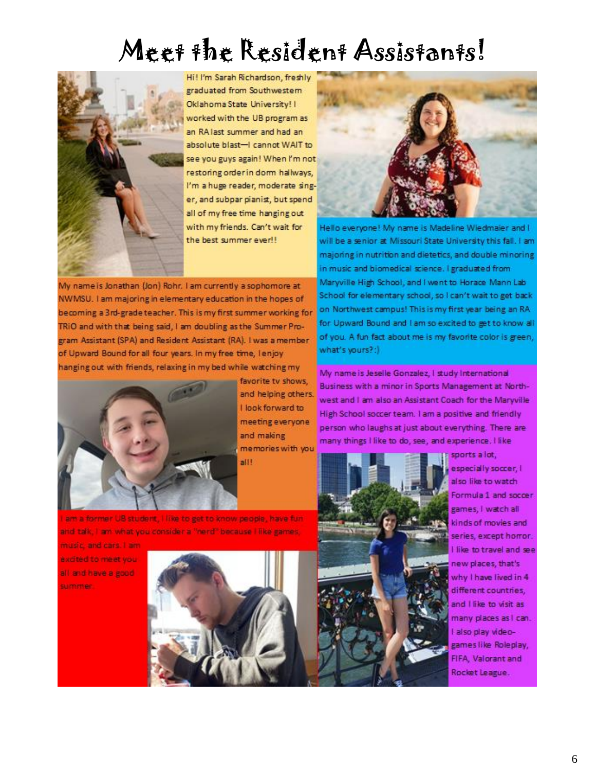# Meet the Resident Assistants!

Hi! I'm Sarah Richardson, freshly graduated from Southwestern Oklahoma State University! I worked with the UB program as an RA last summer and had an absolute blast—I cannot WAIT to see you guys again! When I'm not restoring order in dorm hallways, I'm a huge reader, moderate singer, and subpar pianist, but spend all of my free time hanging out with my friends. Can't wait for the best summer ever!!

My name is Jonathan (Jon) Rohr. I am currently a sophomore at NWMSU. I am majoring in elementary education in the hopes of becoming a 3rd-grade teacher. This is my first summer working for TRiO and with that being said, I am doubling as the Summer Program Assistant (SPA) and Resident Assistant (RA). I was a member of Upward Bound for all four years. In my free time, I enjoy hanging out with friends, relaxing in my bed while watching my favorite tv shows, and helping others. I look forward to meeting everyone and making memories with you all!

I am a former UB student, I like to get to know people, have fun and talk, I am what you consider a "nerd" because I like games, music, and cars. I am excited to meet you all and have a good summer.

Hello everyone! My name is Madeline Wiedmaier and I will be a senior at Missouri State University this fall. I am majoring in nutrition and dietetics, and double minoring in music and biomedical science. I graduated from Maryville High School, and I went to Horace Mann Lab School for elementary school, so I can't wait to get back on Northwest campus! This is my first year being an RA for Upward Bound and I am so excited to get to know all of you. A fun fact about me is my favorite color is green, what's yours? :)

My name is Jeselle Gonzalez, I study International Business with a minor in Sports Management at Northwest and I am also an Assistant Coach for the Maryville High School soccer team. I am a positive and friendly person who laughs at just about everything. There are many things I like to do, see, and experience. I like sports a lot, especially soccer, I also like to watch Formula 1 and soccer games, I watch all kinds of movies and series, except horror. I like to travel and see new places, that's why I have lived in 4 different countries, and I like to visit as many places as I can. I also play video-games like Roleplay, FIFA, Valorant and Rocket League.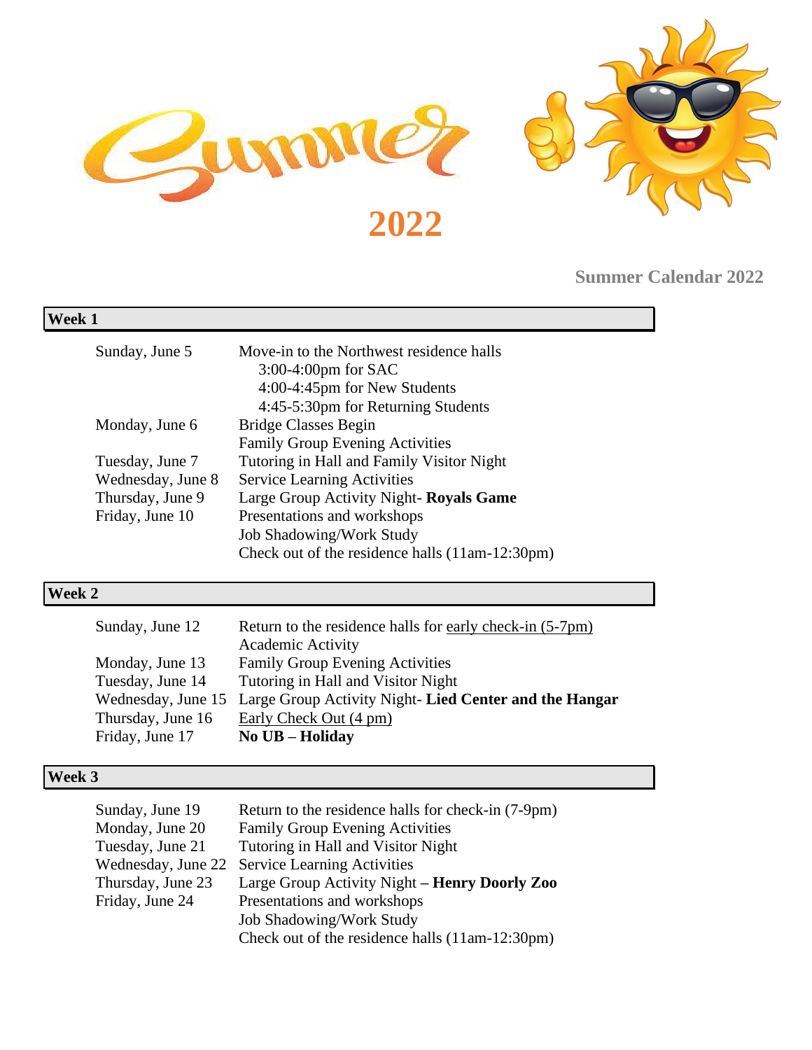# Summer 2022

**Summer Calendar 2022**

## Week 1

| | |
|---|---|
| Sunday, June 5 | Move-in to the Northwest residence halls<br>3:00-4:00pm for SAC<br>4:00-4:45pm for New Students<br>4:45-5:30pm for Returning Students |
| Monday, June 6 | Bridge Classes Begin<br>Family Group Evening Activities |
| Tuesday, June 7 | Tutoring in Hall and Family Visitor Night |
| Wednesday, June 8 | Service Learning Activities |
| Thursday, June 9 | Large Group Activity Night- **Royals Game** |
| Friday, June 10 | Presentations and workshops<br>Job Shadowing/Work Study<br>Check out of the residence halls (11am-12:30pm) |

## Week 2

| | |
|---|---|
| Sunday, June 12 | Return to the residence halls for early check-in (5-7pm)<br>Academic Activity |
| Monday, June 13 | Family Group Evening Activities |
| Tuesday, June 14 | Tutoring in Hall and Visitor Night |
| Wednesday, June 15 | Large Group Activity Night- **Lied Center and the Hangar** |
| Thursday, June 16 | Early Check Out (4 pm) |
| Friday, June 17 | **No UB – Holiday** |

## Week 3

| | |
|---|---|
| Sunday, June 19 | Return to the residence halls for check-in (7-9pm) |
| Monday, June 20 | Family Group Evening Activities |
| Tuesday, June 21 | Tutoring in Hall and Visitor Night |
| Wednesday, June 22 | Service Learning Activities |
| Thursday, June 23 | Large Group Activity Night – **Henry Doorly Zoo** |
| Friday, June 24 | Presentations and workshops<br>Job Shadowing/Work Study<br>Check out of the residence halls (11am-12:30pm) |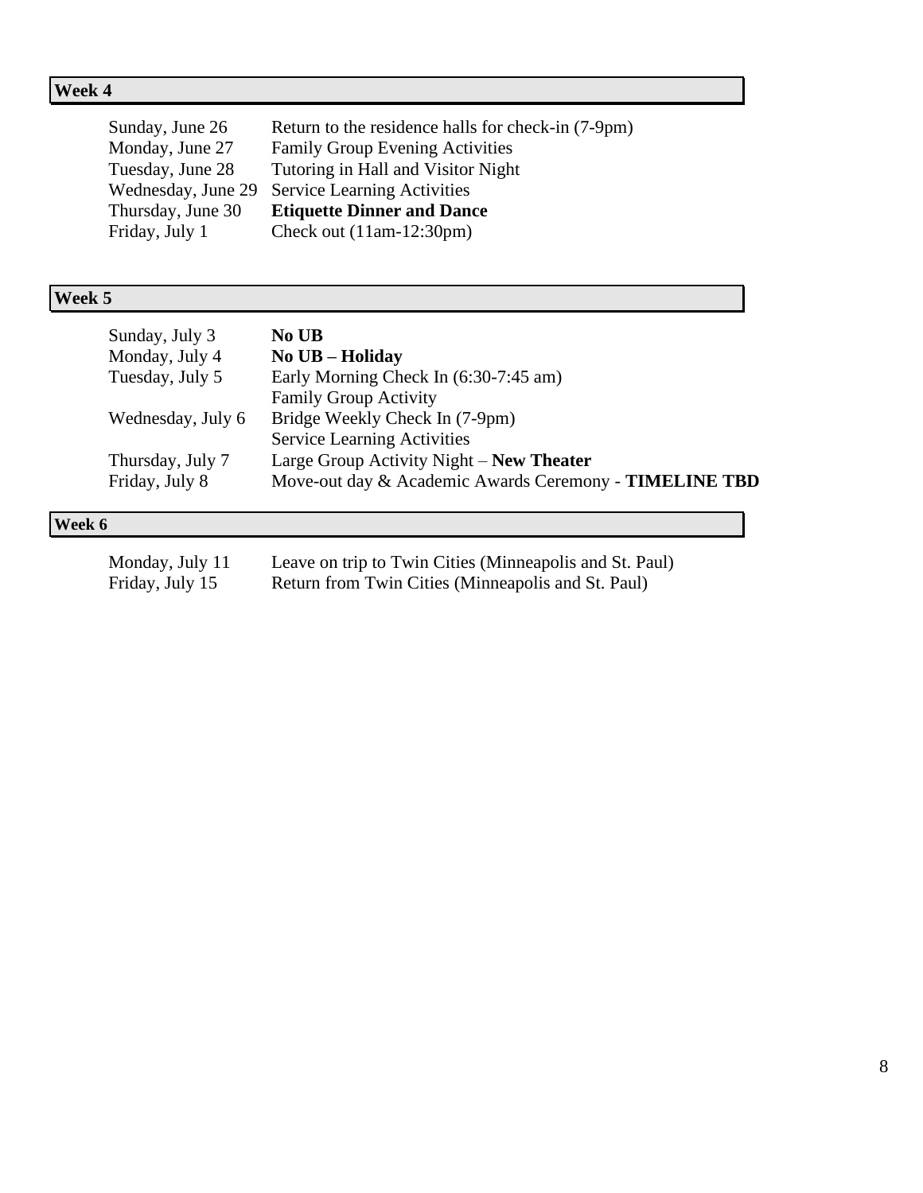## Week 4

| | |
|---|---|
| Sunday, June 26 | Return to the residence halls for check-in (7-9pm) |
| Monday, June 27 | Family Group Evening Activities |
| Tuesday, June 28 | Tutoring in Hall and Visitor Night |
| Wednesday, June 29 | Service Learning Activities |
| Thursday, June 30 | **Etiquette Dinner and Dance** |
| Friday, July 1 | Check out (11am-12:30pm) |

## Week 5

| | |
|---|---|
| Sunday, July 3 | **No UB** |
| Monday, July 4 | **No UB – Holiday** |
| Tuesday, July 5 | Early Morning Check In (6:30-7:45 am)<br>Family Group Activity |
| Wednesday, July 6 | Bridge Weekly Check In (7-9pm)<br>Service Learning Activities |
| Thursday, July 7 | Large Group Activity Night – **New Theater** |
| Friday, July 8 | Move-out day & Academic Awards Ceremony - **TIMELINE TBD** |

## Week 6

| | |
|---|---|
| Monday, July 11 | Leave on trip to Twin Cities (Minneapolis and St. Paul) |
| Friday, July 15 | Return from Twin Cities (Minneapolis and St. Paul) |